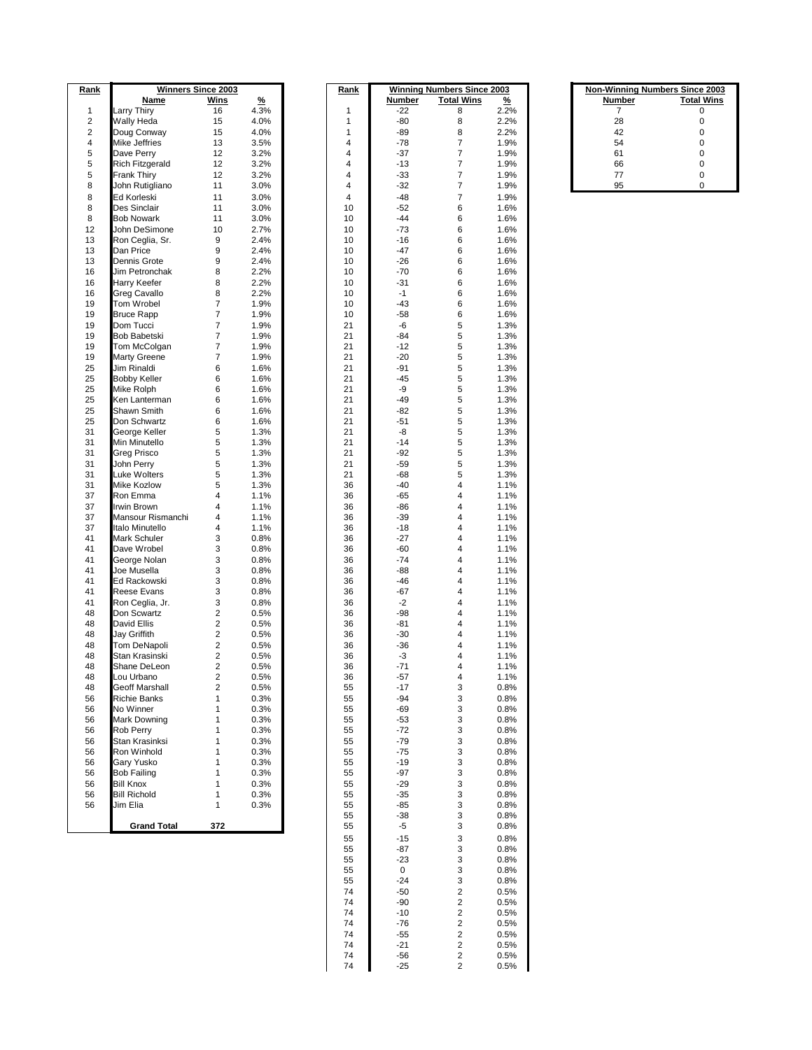| Rank | Winners Since 2003 | | |
|---|---|---|---|
| | Name | Wins | % |
| 1 | Larry Thiry | 16 | 4.3% |
| 2 | Wally Heda | 15 | 4.0% |
| 2 | Doug Conway | 15 | 4.0% |
| 4 | Mike Jeffries | 13 | 3.5% |
| 5 | Dave Perry | 12 | 3.2% |
| 5 | Rich Fitzgerald | 12 | 3.2% |
| 5 | Frank Thiry | 12 | 3.2% |
| 8 | John Rutigliano | 11 | 3.0% |
| 8 | Ed Korleski | 11 | 3.0% |
| 8 | Des Sinclair | 11 | 3.0% |
| 8 | Bob Nowark | 11 | 3.0% |
| 12 | John DeSimone | 10 | 2.7% |
| 13 | Ron Ceglia, Sr. | 9 | 2.4% |
| 13 | Dan Price | 9 | 2.4% |
| 13 | Dennis Grote | 9 | 2.4% |
| 16 | Jim Petronchak | 8 | 2.2% |
| 16 | Harry Keefer | 8 | 2.2% |
| 16 | Greg Cavallo | 8 | 2.2% |
| 19 | Tom Wrobel | 7 | 1.9% |
| 19 | Bruce Rapp | 7 | 1.9% |
| 19 | Dom Tucci | 7 | 1.9% |
| 19 | Bob Babetski | 7 | 1.9% |
| 19 | Tom McColgan | 7 | 1.9% |
| 19 | Marty Greene | 7 | 1.9% |
| 25 | Jim Rinaldi | 6 | 1.6% |
| 25 | Bobby Keller | 6 | 1.6% |
| 25 | Mike Rolph | 6 | 1.6% |
| 25 | Ken Lanterman | 6 | 1.6% |
| 25 | Shawn Smith | 6 | 1.6% |
| 25 | Don Schwartz | 6 | 1.6% |
| 31 | George Keller | 5 | 1.3% |
| 31 | Min Minutello | 5 | 1.3% |
| 31 | Greg Prisco | 5 | 1.3% |
| 31 | John Perry | 5 | 1.3% |
| 31 | Luke Wolters | 5 | 1.3% |
| 31 | Mike Kozlow | 5 | 1.3% |
| 37 | Ron Emma | 4 | 1.1% |
| 37 | Irwin Brown | 4 | 1.1% |
| 37 | Mansour Rismanchi | 4 | 1.1% |
| 37 | Italo Minutello | 4 | 1.1% |
| 41 | Mark Schuler | 3 | 0.8% |
| 41 | Dave Wrobel | 3 | 0.8% |
| 41 | George Nolan | 3 | 0.8% |
| 41 | Joe Musella | 3 | 0.8% |
| 41 | Ed Rackowski | 3 | 0.8% |
| 41 | Reese Evans | 3 | 0.8% |
| 41 | Ron Ceglia, Jr. | 3 | 0.8% |
| 48 | Don Scwartz | 2 | 0.5% |
| 48 | David Ellis | 2 | 0.5% |
| 48 | Jay Griffith | 2 | 0.5% |
| 48 | Tom DeNapoli | 2 | 0.5% |
| 48 | Stan Krasinski | 2 | 0.5% |
| 48 | Shane DeLeon | 2 | 0.5% |
| 48 | Lou Urbano | 2 | 0.5% |
| 48 | Geoff Marshall | 2 | 0.5% |
| 56 | Richie Banks | 1 | 0.3% |
| 56 | No Winner | 1 | 0.3% |
| 56 | Mark Downing | 1 | 0.3% |
| 56 | Rob Perry | 1 | 0.3% |
| 56 | Stan Krasinksi | 1 | 0.3% |
| 56 | Ron Winhold | 1 | 0.3% |
| 56 | Gary Yusko | 1 | 0.3% |
| 56 | Bob Failing | 1 | 0.3% |
| 56 | Bill Knox | 1 | 0.3% |
| 56 | Bill Richold | 1 | 0.3% |
| 56 | Jim Elia | 1 | 0.3% |
| | **Grand Total** | **372** | |

| Rank | Winning Numbers Since 2003 | | |
|---|---|---|---|
| | Number | Total Wins | % |
| 1 | -22 | 8 | 2.2% |
| 1 | -80 | 8 | 2.2% |
| 1 | -89 | 8 | 2.2% |
| 4 | -78 | 7 | 1.9% |
| 4 | -37 | 7 | 1.9% |
| 4 | -13 | 7 | 1.9% |
| 4 | -33 | 7 | 1.9% |
| 4 | -32 | 7 | 1.9% |
| 4 | -48 | 7 | 1.9% |
| 10 | -52 | 6 | 1.6% |
| 10 | -44 | 6 | 1.6% |
| 10 | -73 | 6 | 1.6% |
| 10 | -16 | 6 | 1.6% |
| 10 | -47 | 6 | 1.6% |
| 10 | -26 | 6 | 1.6% |
| 10 | -70 | 6 | 1.6% |
| 10 | -31 | 6 | 1.6% |
| 10 | -1 | 6 | 1.6% |
| 10 | -43 | 6 | 1.6% |
| 10 | -58 | 6 | 1.6% |
| 21 | -6 | 5 | 1.3% |
| 21 | -84 | 5 | 1.3% |
| 21 | -12 | 5 | 1.3% |
| 21 | -20 | 5 | 1.3% |
| 21 | -91 | 5 | 1.3% |
| 21 | -45 | 5 | 1.3% |
| 21 | -9 | 5 | 1.3% |
| 21 | -49 | 5 | 1.3% |
| 21 | -82 | 5 | 1.3% |
| 21 | -51 | 5 | 1.3% |
| 21 | -8 | 5 | 1.3% |
| 21 | -14 | 5 | 1.3% |
| 21 | -92 | 5 | 1.3% |
| 21 | -59 | 5 | 1.3% |
| 21 | -68 | 5 | 1.3% |
| 36 | -40 | 4 | 1.1% |
| 36 | -65 | 4 | 1.1% |
| 36 | -86 | 4 | 1.1% |
| 36 | -39 | 4 | 1.1% |
| 36 | -18 | 4 | 1.1% |
| 36 | -27 | 4 | 1.1% |
| 36 | -60 | 4 | 1.1% |
| 36 | -74 | 4 | 1.1% |
| 36 | -88 | 4 | 1.1% |
| 36 | -46 | 4 | 1.1% |
| 36 | -67 | 4 | 1.1% |
| 36 | -2 | 4 | 1.1% |
| 36 | -98 | 4 | 1.1% |
| 36 | -81 | 4 | 1.1% |
| 36 | -30 | 4 | 1.1% |
| 36 | -36 | 4 | 1.1% |
| 36 | -3 | 4 | 1.1% |
| 36 | -71 | 4 | 1.1% |
| 36 | -57 | 4 | 1.1% |
| 55 | -17 | 3 | 0.8% |
| 55 | -94 | 3 | 0.8% |
| 55 | -69 | 3 | 0.8% |
| 55 | -53 | 3 | 0.8% |
| 55 | -72 | 3 | 0.8% |
| 55 | -79 | 3 | 0.8% |
| 55 | -75 | 3 | 0.8% |
| 55 | -19 | 3 | 0.8% |
| 55 | -97 | 3 | 0.8% |
| 55 | -29 | 3 | 0.8% |
| 55 | -35 | 3 | 0.8% |
| 55 | -85 | 3 | 0.8% |
| 55 | -38 | 3 | 0.8% |
| 55 | -5 | 3 | 0.8% |
| 55 | -15 | 3 | 0.8% |
| 55 | -87 | 3 | 0.8% |
| 55 | -23 | 3 | 0.8% |
| 55 | 0 | 3 | 0.8% |
| 55 | -24 | 3 | 0.8% |
| 74 | -50 | 2 | 0.5% |
| 74 | -90 | 2 | 0.5% |
| 74 | -10 | 2 | 0.5% |
| 74 | -76 | 2 | 0.5% |
| 74 | -55 | 2 | 0.5% |
| 74 | -21 | 2 | 0.5% |
| 74 | -56 | 2 | 0.5% |
| 74 | -25 | 2 | 0.5% |

| Non-Winning Numbers Since 2003 | |
|---|---|
| Number | Total Wins |
| 7 | 0 |
| 28 | 0 |
| 42 | 0 |
| 54 | 0 |
| 61 | 0 |
| 66 | 0 |
| 77 | 0 |
| 95 | 0 |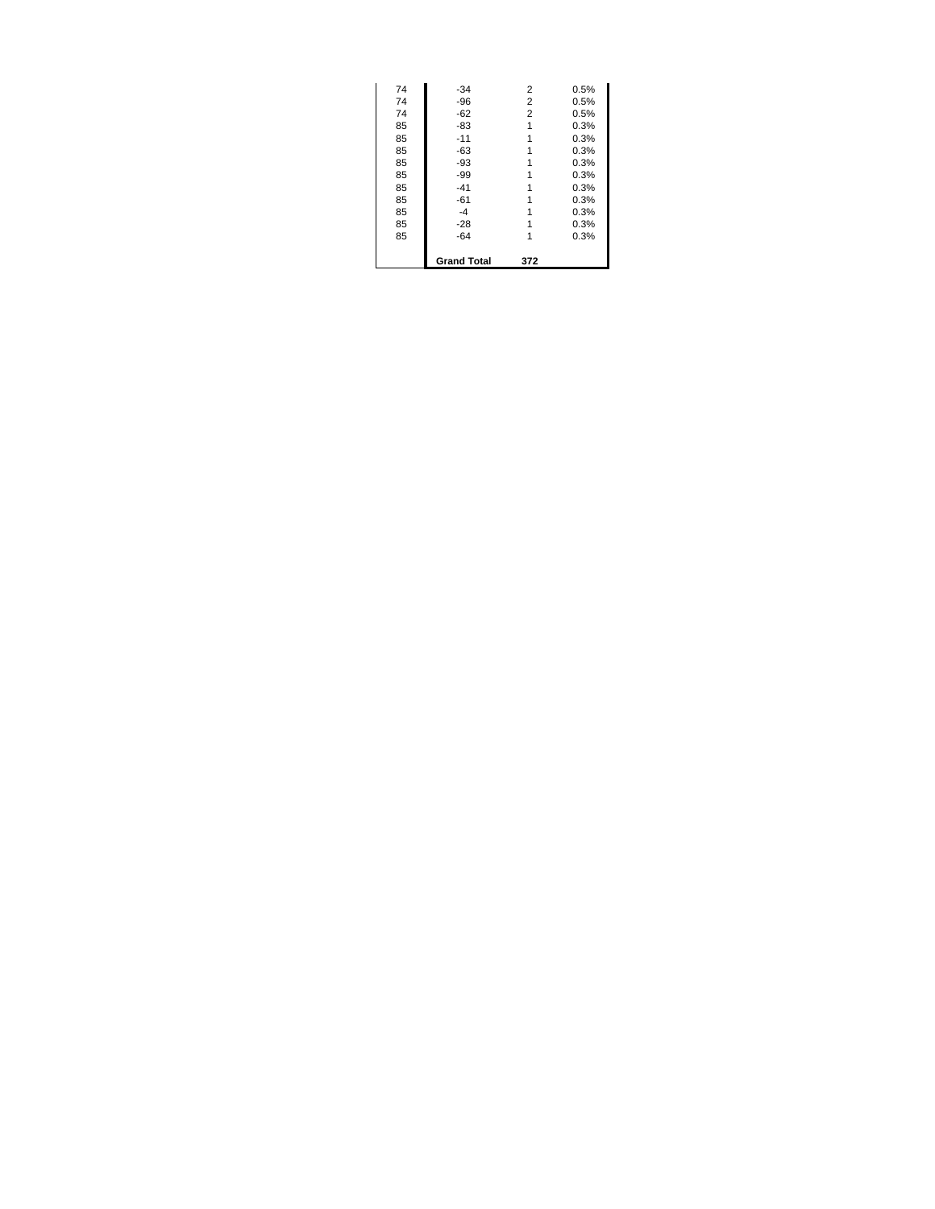| | | | |
|---|---|---|---|
| 74 | -34 | 2 | 0.5% |
| 74 | -96 | 2 | 0.5% |
| 74 | -62 | 2 | 0.5% |
| 85 | -83 | 1 | 0.3% |
| 85 | -11 | 1 | 0.3% |
| 85 | -63 | 1 | 0.3% |
| 85 | -93 | 1 | 0.3% |
| 85 | -99 | 1 | 0.3% |
| 85 | -41 | 1 | 0.3% |
| 85 | -61 | 1 | 0.3% |
| 85 | -4 | 1 | 0.3% |
| 85 | -28 | 1 | 0.3% |
| 85 | -64 | 1 | 0.3% |
| | **Grand Total** | **372** | |